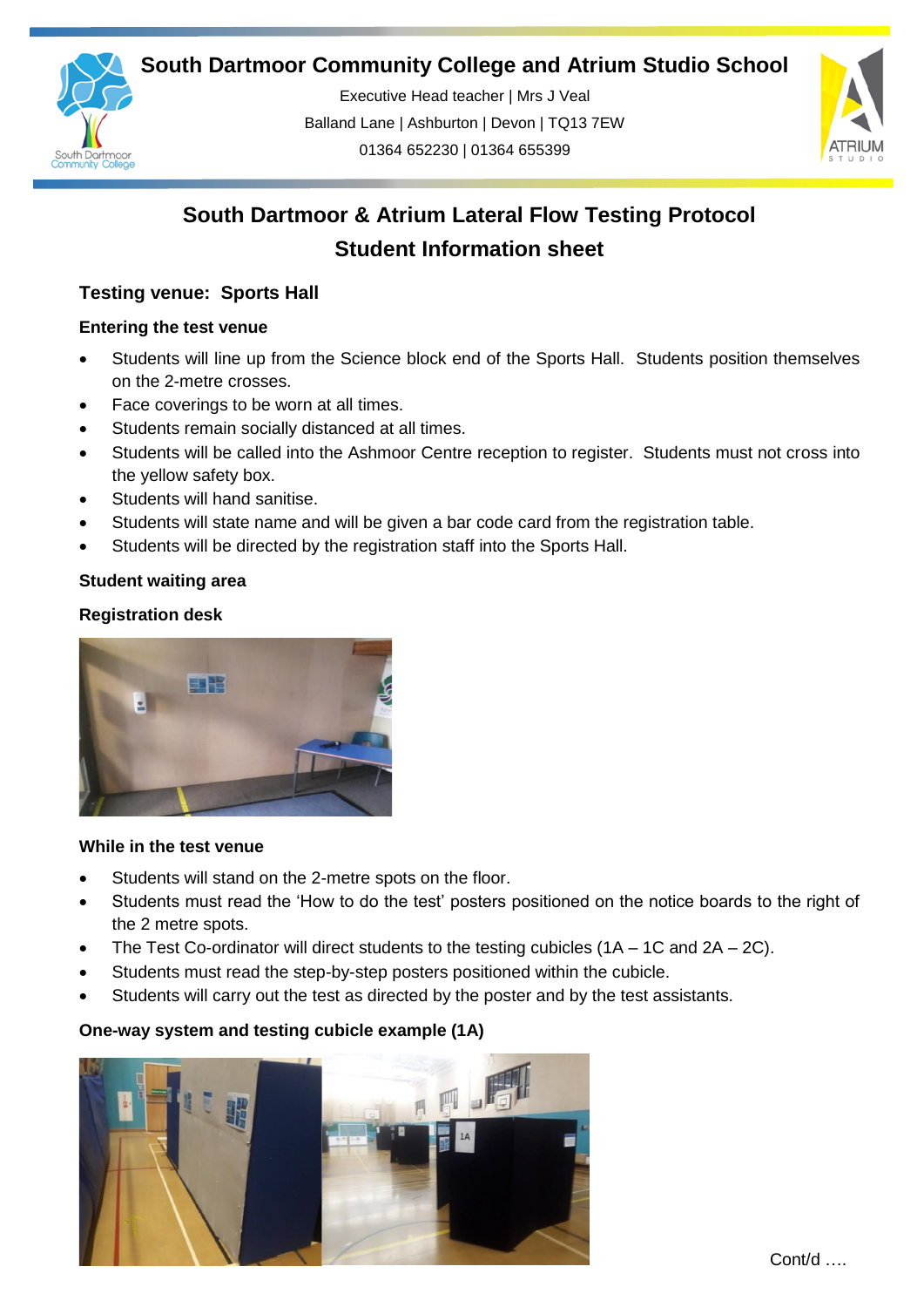# South Dartmoor Community College and Atrium Studio School

Executive Head teacher | Mrs J Veal
Balland Lane | Ashburton | Devon | TQ13 7EW
01364 652230 | 01364 655399

## South Dartmoor & Atrium Lateral Flow Testing Protocol
## Student Information sheet

### Testing venue: Sports Hall

**Entering the test venue**

- Students will line up from the Science block end of the Sports Hall. Students position themselves on the 2-metre crosses.
- Face coverings to be worn at all times.
- Students remain socially distanced at all times.
- Students will be called into the Ashmoor Centre reception to register. Students must not cross into the yellow safety box.
- Students will hand sanitise.
- Students will state name and will be given a bar code card from the registration table.
- Students will be directed by the registration staff into the Sports Hall.

**Student waiting area**

**Registration desk**

**While in the test venue**

- Students will stand on the 2-metre spots on the floor.
- Students must read the 'How to do the test' posters positioned on the notice boards to the right of the 2 metre spots.
- The Test Co-ordinator will direct students to the testing cubicles (1A – 1C and 2A – 2C).
- Students must read the step-by-step posters positioned within the cubicle.
- Students will carry out the test as directed by the poster and by the test assistants.

**One-way system and testing cubicle example (1A)**

Cont/d ….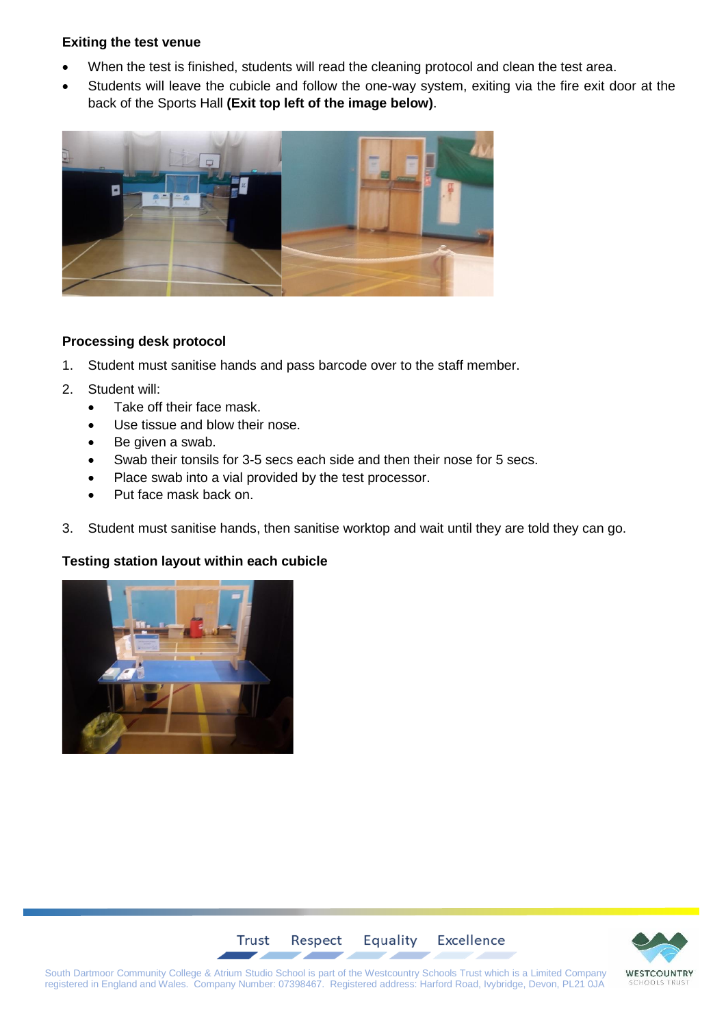**Exiting the test venue**

- When the test is finished, students will read the cleaning protocol and clean the test area.
- Students will leave the cubicle and follow the one-way system, exiting via the fire exit door at the back of the Sports Hall **(Exit top left of the image below)**.

**Processing desk protocol**

1. Student must sanitise hands and pass barcode over to the staff member.
2. Student will:
   - Take off their face mask.
   - Use tissue and blow their nose.
   - Be given a swab.
   - Swab their tonsils for 3-5 secs each side and then their nose for 5 secs.
   - Place swab into a vial provided by the test processor.
   - Put face mask back on.
3. Student must sanitise hands, then sanitise worktop and wait until they are told they can go.

**Testing station layout within each cubicle**